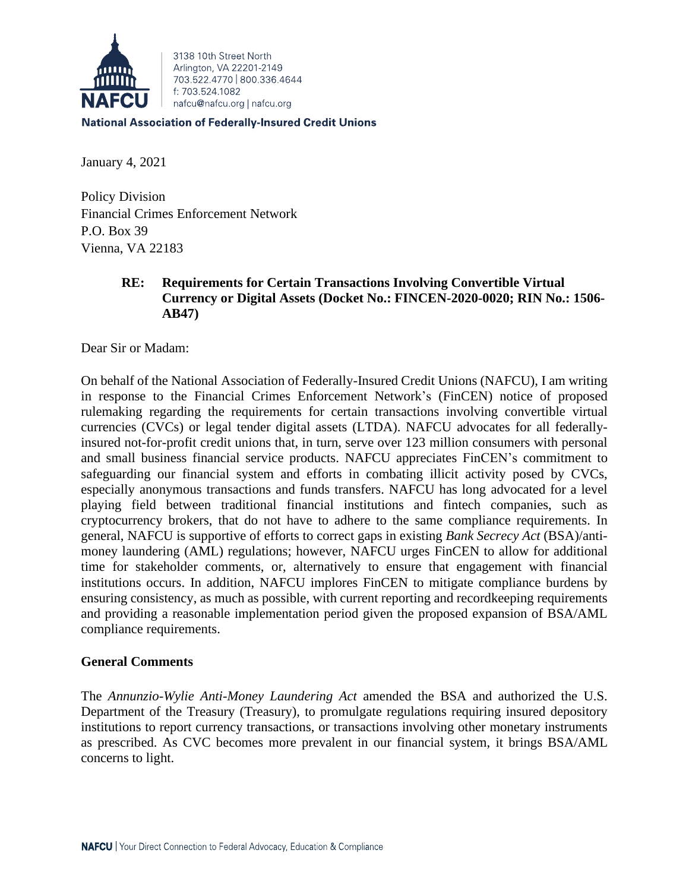3138 10th Street North
Arlington, VA 22201-2149
703.522.4770 | 800.336.4644
f: 703.524.1082
nafcu@nafcu.org | nafcu.org

**National Association of Federally-Insured Credit Unions**

January 4, 2021

Policy Division
Financial Crimes Enforcement Network
P.O. Box 39
Vienna, VA 22183

**RE: Requirements for Certain Transactions Involving Convertible Virtual Currency or Digital Assets (Docket No.: FINCEN-2020-0020; RIN No.: 1506-AB47)**

Dear Sir or Madam:

On behalf of the National Association of Federally-Insured Credit Unions (NAFCU), I am writing in response to the Financial Crimes Enforcement Network's (FinCEN) notice of proposed rulemaking regarding the requirements for certain transactions involving convertible virtual currencies (CVCs) or legal tender digital assets (LTDA). NAFCU advocates for all federally-insured not-for-profit credit unions that, in turn, serve over 123 million consumers with personal and small business financial service products. NAFCU appreciates FinCEN's commitment to safeguarding our financial system and efforts in combating illicit activity posed by CVCs, especially anonymous transactions and funds transfers. NAFCU has long advocated for a level playing field between traditional financial institutions and fintech companies, such as cryptocurrency brokers, that do not have to adhere to the same compliance requirements. In general, NAFCU is supportive of efforts to correct gaps in existing *Bank Secrecy Act* (BSA)/anti-money laundering (AML) regulations; however, NAFCU urges FinCEN to allow for additional time for stakeholder comments, or, alternatively to ensure that engagement with financial institutions occurs. In addition, NAFCU implores FinCEN to mitigate compliance burdens by ensuring consistency, as much as possible, with current reporting and recordkeeping requirements and providing a reasonable implementation period given the proposed expansion of BSA/AML compliance requirements.

**General Comments**

The *Annunzio-Wylie Anti-Money Laundering Act* amended the BSA and authorized the U.S. Department of the Treasury (Treasury), to promulgate regulations requiring insured depository institutions to report currency transactions, or transactions involving other monetary instruments as prescribed. As CVC becomes more prevalent in our financial system, it brings BSA/AML concerns to light.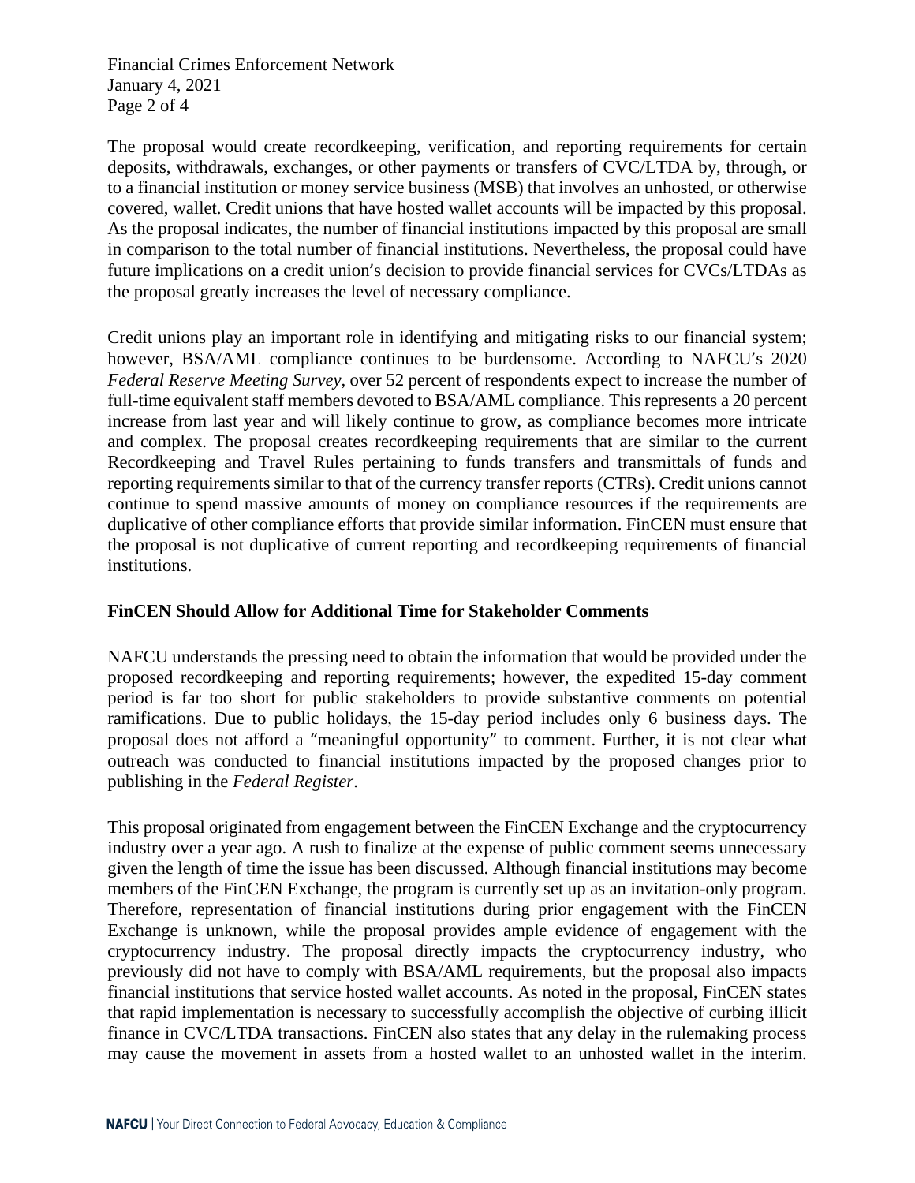The proposal would create recordkeeping, verification, and reporting requirements for certain deposits, withdrawals, exchanges, or other payments or transfers of CVC/LTDA by, through, or to a financial institution or money service business (MSB) that involves an unhosted, or otherwise covered, wallet. Credit unions that have hosted wallet accounts will be impacted by this proposal. As the proposal indicates, the number of financial institutions impacted by this proposal are small in comparison to the total number of financial institutions. Nevertheless, the proposal could have future implications on a credit union's decision to provide financial services for CVCs/LTDAs as the proposal greatly increases the level of necessary compliance.

Credit unions play an important role in identifying and mitigating risks to our financial system; however, BSA/AML compliance continues to be burdensome. According to NAFCU's 2020 *Federal Reserve Meeting Survey*, over 52 percent of respondents expect to increase the number of full-time equivalent staff members devoted to BSA/AML compliance. This represents a 20 percent increase from last year and will likely continue to grow, as compliance becomes more intricate and complex. The proposal creates recordkeeping requirements that are similar to the current Recordkeeping and Travel Rules pertaining to funds transfers and transmittals of funds and reporting requirements similar to that of the currency transfer reports (CTRs). Credit unions cannot continue to spend massive amounts of money on compliance resources if the requirements are duplicative of other compliance efforts that provide similar information. FinCEN must ensure that the proposal is not duplicative of current reporting and recordkeeping requirements of financial institutions.

**FinCEN Should Allow for Additional Time for Stakeholder Comments**

NAFCU understands the pressing need to obtain the information that would be provided under the proposed recordkeeping and reporting requirements; however, the expedited 15-day comment period is far too short for public stakeholders to provide substantive comments on potential ramifications. Due to public holidays, the 15-day period includes only 6 business days. The proposal does not afford a "meaningful opportunity" to comment. Further, it is not clear what outreach was conducted to financial institutions impacted by the proposed changes prior to publishing in the *Federal Register*.

This proposal originated from engagement between the FinCEN Exchange and the cryptocurrency industry over a year ago. A rush to finalize at the expense of public comment seems unnecessary given the length of time the issue has been discussed. Although financial institutions may become members of the FinCEN Exchange, the program is currently set up as an invitation-only program. Therefore, representation of financial institutions during prior engagement with the FinCEN Exchange is unknown, while the proposal provides ample evidence of engagement with the cryptocurrency industry. The proposal directly impacts the cryptocurrency industry, who previously did not have to comply with BSA/AML requirements, but the proposal also impacts financial institutions that service hosted wallet accounts. As noted in the proposal, FinCEN states that rapid implementation is necessary to successfully accomplish the objective of curbing illicit finance in CVC/LTDA transactions. FinCEN also states that any delay in the rulemaking process may cause the movement in assets from a hosted wallet to an unhosted wallet in the interim.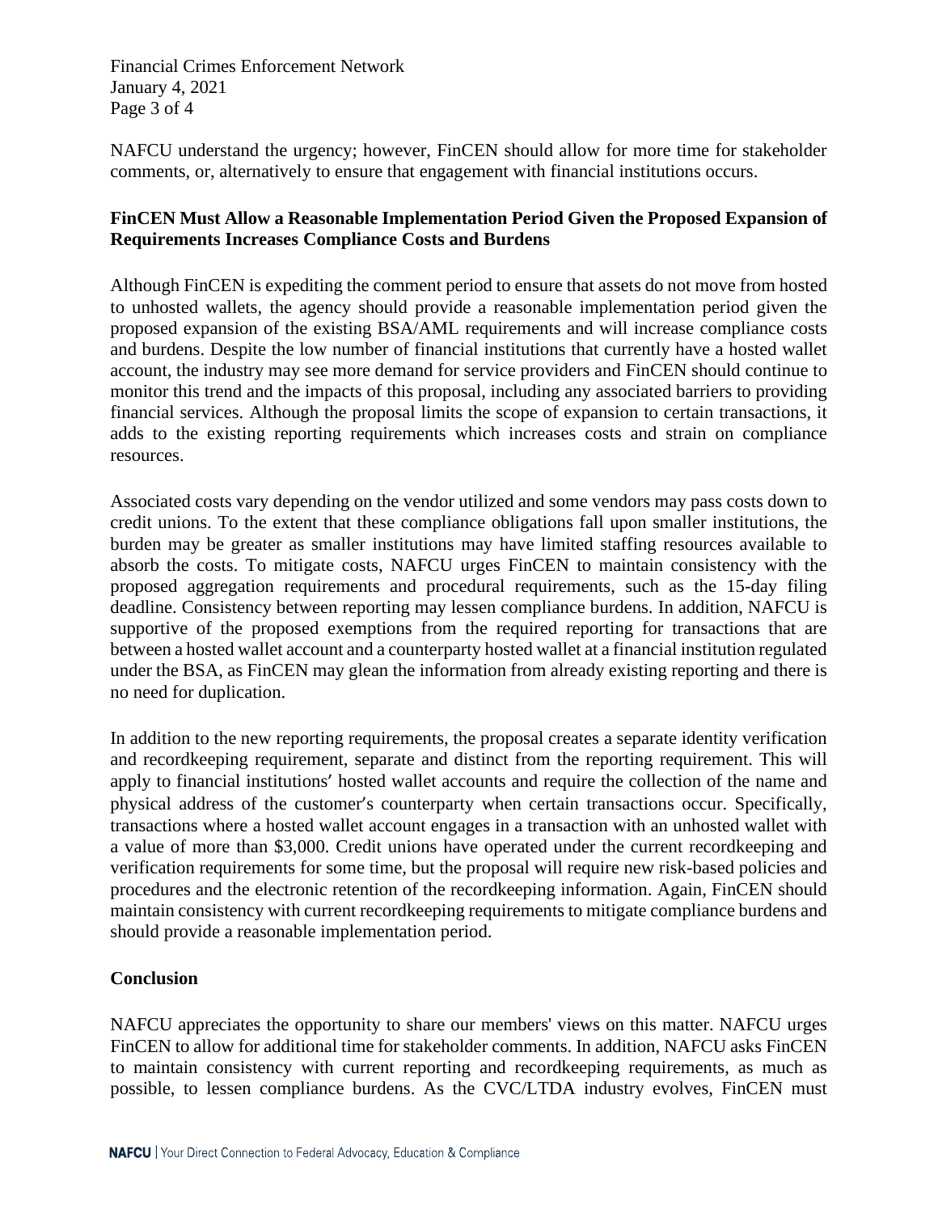NAFCU understand the urgency; however, FinCEN should allow for more time for stakeholder comments, or, alternatively to ensure that engagement with financial institutions occurs.

**FinCEN Must Allow a Reasonable Implementation Period Given the Proposed Expansion of Requirements Increases Compliance Costs and Burdens**

Although FinCEN is expediting the comment period to ensure that assets do not move from hosted to unhosted wallets, the agency should provide a reasonable implementation period given the proposed expansion of the existing BSA/AML requirements and will increase compliance costs and burdens. Despite the low number of financial institutions that currently have a hosted wallet account, the industry may see more demand for service providers and FinCEN should continue to monitor this trend and the impacts of this proposal, including any associated barriers to providing financial services. Although the proposal limits the scope of expansion to certain transactions, it adds to the existing reporting requirements which increases costs and strain on compliance resources.

Associated costs vary depending on the vendor utilized and some vendors may pass costs down to credit unions. To the extent that these compliance obligations fall upon smaller institutions, the burden may be greater as smaller institutions may have limited staffing resources available to absorb the costs. To mitigate costs, NAFCU urges FinCEN to maintain consistency with the proposed aggregation requirements and procedural requirements, such as the 15-day filing deadline. Consistency between reporting may lessen compliance burdens. In addition, NAFCU is supportive of the proposed exemptions from the required reporting for transactions that are between a hosted wallet account and a counterparty hosted wallet at a financial institution regulated under the BSA, as FinCEN may glean the information from already existing reporting and there is no need for duplication.

In addition to the new reporting requirements, the proposal creates a separate identity verification and recordkeeping requirement, separate and distinct from the reporting requirement. This will apply to financial institutions' hosted wallet accounts and require the collection of the name and physical address of the customer's counterparty when certain transactions occur. Specifically, transactions where a hosted wallet account engages in a transaction with an unhosted wallet with a value of more than $3,000. Credit unions have operated under the current recordkeeping and verification requirements for some time, but the proposal will require new risk-based policies and procedures and the electronic retention of the recordkeeping information. Again, FinCEN should maintain consistency with current recordkeeping requirements to mitigate compliance burdens and should provide a reasonable implementation period.

**Conclusion**

NAFCU appreciates the opportunity to share our members' views on this matter. NAFCU urges FinCEN to allow for additional time for stakeholder comments. In addition, NAFCU asks FinCEN to maintain consistency with current reporting and recordkeeping requirements, as much as possible, to lessen compliance burdens. As the CVC/LTDA industry evolves, FinCEN must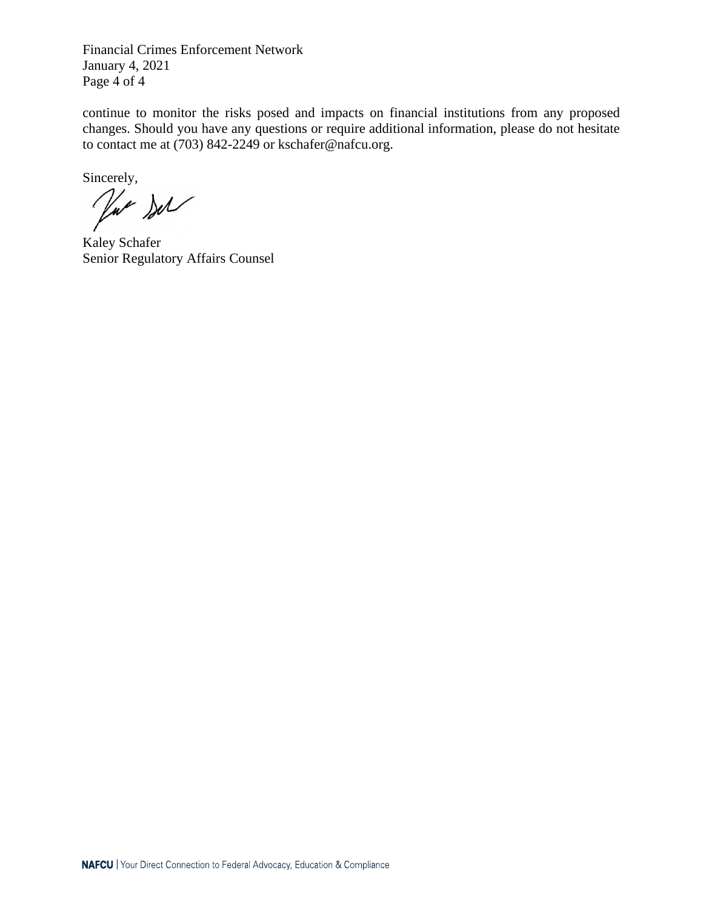continue to monitor the risks posed and impacts on financial institutions from any proposed changes. Should you have any questions or require additional information, please do not hesitate to contact me at (703) 842-2249 or kschafer@nafcu.org.

Sincerely,

Kaley Schafer
Senior Regulatory Affairs Counsel